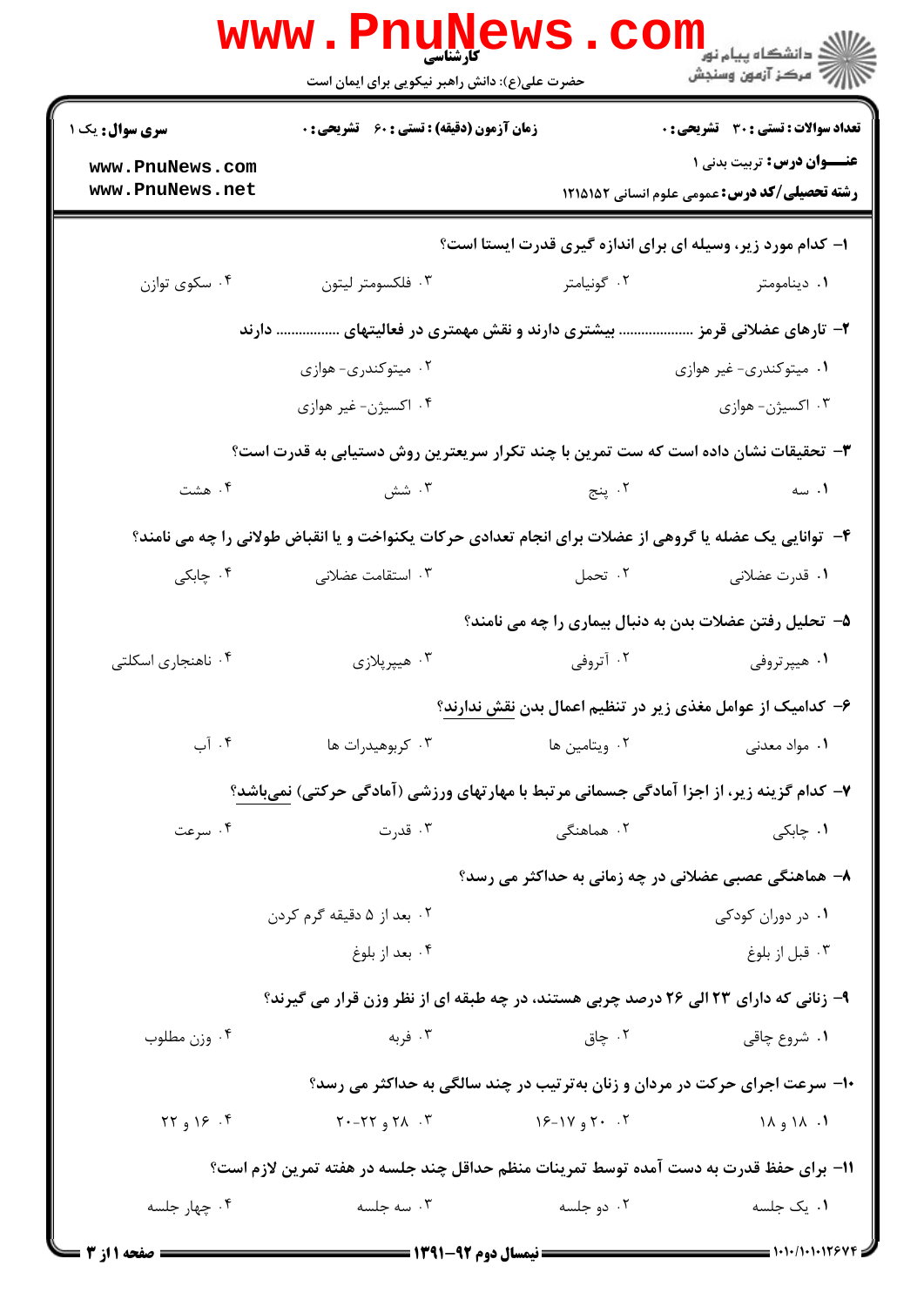کارشناسی

حضرت علی(ع): دانش راهبر نیکویی برای ایمان است

**سری سوال:** یک ۱

**زمان آزمون (دقیقه) : تستی : ۶۰ تشریحی : ۰**

**تعداد سوالات : تستی : ۳۰ تشریحی : ۰**

**عنـــوان درس:** تربیت بدنی ۱

**رشته تحصیلی/کد درس:** عمومی علوم انسانی ۱۲۱۵۱۵۲

۱- کدام مورد زیر، وسیله ای برای اندازه گیری قدرت ایستا است؟

۱. دینامومتر ۲. گونیامتر ۳. فلکسومتر لیتون ۴. سکوی توازن

۲- تارهای عضلانی قرمز ................... بیشتری دارند و نقش مهمتری در فعالیتهای ................ دارند

۱. میتوکندری- غیر هوازی ۲. میتوکندری- هوازی ۳. اکسیژن- هوازی ۴. اکسیژن- غیر هوازی

۳- تحقیقات نشان داده است که ست تمرین با چند تکرار سریعترین روش دستیابی به قدرت است؟

۱. سه ۲. پنج ۳. شش ۴. هشت

۴- توانایی یک عضله یا گروهی از عضلات برای انجام تعدادی حرکات یکنواخت و یا انقباض طولانی را چه می نامند؟

۱. قدرت عضلانی ۲. تحمل ۳. استقامت عضلانی ۴. چابکی

۵- تحلیل رفتن عضلات بدن به دنبال بیماری را چه می نامند؟

۱. هیپرتروفی ۲. آتروفی ۳. هیپرپلازی ۴. ناهنجاری اسکلتی

۶- کدامیک از عوامل مغذی زیر در تنظیم اعمال بدن نقش ندارند؟

۱. مواد معدنی ۲. ویتامین ها ۳. کربوهیدرات ها ۴. آب

۷- کدام گزینه زیر، از اجزا آمادگی جسمانی مرتبط با مهارتهای ورزشی (آمادگی حرکتی) نمی‌باشد؟

۱. چابکی ۲. هماهنگی ۳. قدرت ۴. سرعت

۸- هماهنگی عصبی عضلانی در چه زمانی به حداکثر می رسد؟

۱. در دوران کودکی ۲. بعد از ۵ دقیقه گرم کردن ۳. قبل از بلوغ ۴. بعد از بلوغ

۹- زنانی که دارای ۲۳ الی ۲۶ درصد چربی هستند، در چه طبقه ای از نظر وزن قرار می گیرند؟

۱. شروع چاقی ۲. چاق ۳. فربه ۴. وزن مطلوب

۱۰- سرعت اجرای حرکت در مردان و زنان به‌ترتیب در چند سالگی به حداکثر می رسد؟

۱. ۱۸ و ۱۸ ۲. ۲۰ و ۱۷-۱۶ ۳. ۲۸ و ۲۲-۲۰ ۴. ۱۶ و ۲۲

۱۱- برای حفظ قدرت به دست آمده توسط تمرینات منظم حداقل چند جلسه در هفته تمرین لازم است؟

۱. یک جلسه ۲. دو جلسه ۳. سه جلسه ۴. چهار جلسه

نیمسال دوم ۹۲-۱۳۹۱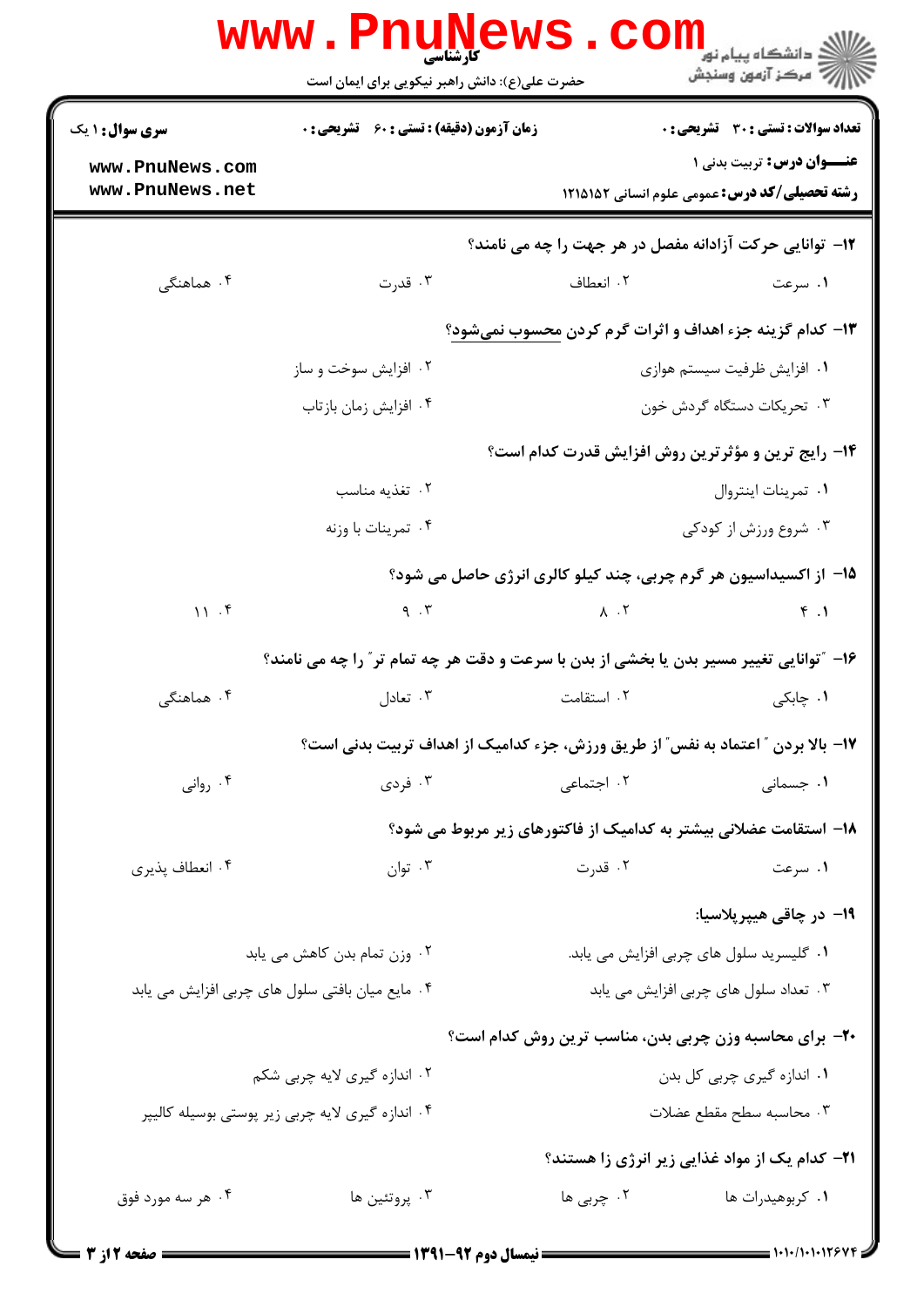| سری سوال: ۱ یک | زمان آزمون (دقیقه) : تستی : ۶۰ تشریحی : ۰ | تعداد سوالات : تستی : ۳۰ تشریحی : ۰ |
|---|---|---|
| www.PnuNews.com www.PnuNews.net | | عنـــوان درس: تربیت بدنی ۱ رشته تحصیلی/کد درس: عمومی علوم انسانی ۱۲۱۵۱۵۲ |

۱۲- توانایی حرکت آزادانه مفصل در هر جهت را چه می نامند؟

۱. سرعت ۲. انعطاف ۳. قدرت ۴. هماهنگی

۱۳- کدام گزینه جزء اهداف و اثرات گرم کردن محسوب نمی‌شود؟

۱. افزایش ظرفیت سیستم هوازی ۲. افزایش سوخت و ساز ۳. تحریکات دستگاه گردش خون ۴. افزایش زمان بازتاب

۱۴- رایج ترین و مؤثرترین روش افزایش قدرت کدام است؟

۱. تمرینات اینتروال ۲. تغذیه مناسب ۳. شروع ورزش از کودکی ۴. تمرینات با وزنه

۱۵- از اکسیداسیون هر گرم چربی، چند کیلو کالری انرژی حاصل می شود؟

۱. ۴ ۲. ۸ ۳. ۹ ۴. ۱۱

۱۶- "توانایی تغییر مسیر بدن یا بخشی از بدن با سرعت و دقت هر چه تمام تر" را چه می نامند؟

۱. چابکی ۲. استقامت ۳. تعادل ۴. هماهنگی

۱۷- بالا بردن " اعتماد به نفس" از طریق ورزش، جزء کدامیک از اهداف تربیت بدنی است؟

۱. جسمانی ۲. اجتماعی ۳. فردی ۴. روانی

۱۸- استقامت عضلانی بیشتر به کدامیک از فاکتورهای زیر مربوط می شود؟

۱. سرعت ۲. قدرت ۳. توان ۴. انعطاف پذیری

۱۹- در چاقی هیپرپلاسیا:

۱. گلیسرید سلول های چربی افزایش می یابد. ۲. وزن تمام بدن کاهش می یابد ۳. تعداد سلول های چربی افزایش می یابد ۴. مایع میان بافتی سلول های چربی افزایش می یابد

۲۰- برای محاسبه وزن چربی بدن، مناسب ترین روش کدام است؟

۱. اندازه گیری چربی کل بدن ۲. اندازه گیری لایه چربی شکم ۳. محاسبه سطح مقطع عضلات ۴. اندازه گیری لایه چربی زیر پوستی بوسیله کالیپر

۲۱- کدام یک از مواد غذایی زیر انرژی زا هستند؟

۱. کربوهیدرات ها ۲. چربی ها ۳. پروتئین ها ۴. هر سه مورد فوق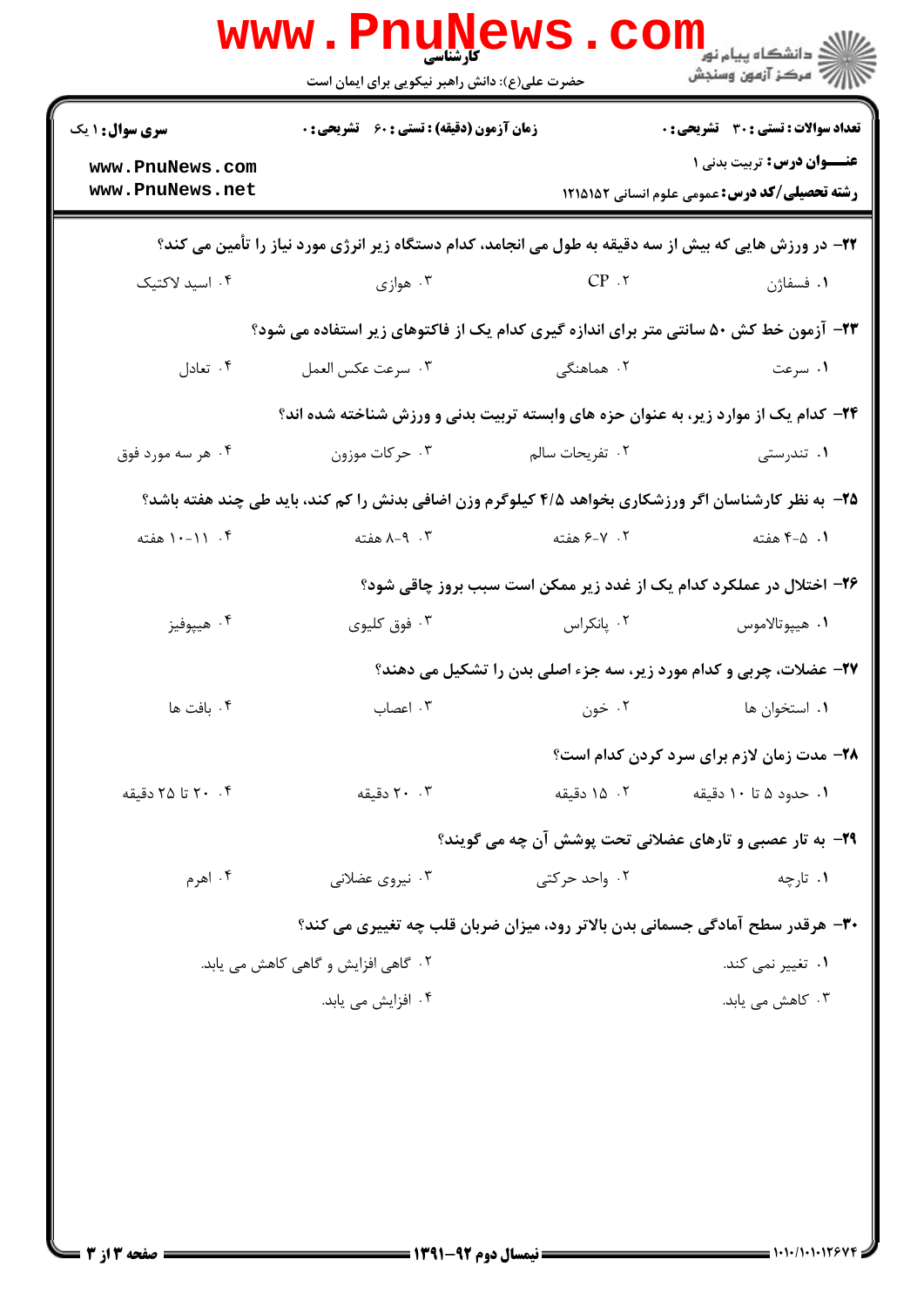**۲۲- در ورزش هایی که بیش از سه دقیقه به طول می انجامد، کدام دستگاه زیر انرژی مورد نیاز را تأمین می کند؟**

۱. فسفاژن
۲. CP
۳. هوازی
۴. اسید لاکتیک

**۲۳- آزمون خط کش ۵۰ سانتی متر برای اندازه گیری کدام یک از فاکتوهای زیر استفاده می شود؟**

۱. سرعت
۲. هماهنگی
۳. سرعت عکس العمل
۴. تعادل

**۲۴- کدام یک از موارد زیر، به عنوان حزه های وابسته تربیت بدنی و ورزش شناخته شده اند؟**

۱. تندرستی
۲. تفریحات سالم
۳. حرکات موزون
۴. هر سه مورد فوق

**۲۵- به نظر کارشناسان اگر ورزشکاری بخواهد ۴/۵ کیلوگرم وزن اضافی بدنش را کم کند، باید طی چند هفته باشد؟**

۱. ۵-۴ هفته
۲. ۷-۶ هفته
۳. ۹-۸ هفته
۴. ۱۱-۱۰ هفته

**۲۶- اختلال در عملکرد کدام یک از غدد زیر ممکن است سبب بروز چاقی شود؟**

۱. هیپوتالاموس
۲. پانکراس
۳. فوق کلیوی
۴. هیپوفیز

**۲۷- عضلات، چربی و کدام مورد زیر، سه جزء اصلی بدن را تشکیل می دهند؟**

۱. استخوان ها
۲. خون
۳. اعصاب
۴. بافت ها

**۲۸- مدت زمان لازم برای سرد کردن کدام است؟**

۱. حدود ۵ تا ۱۰ دقیقه
۲. ۱۵ دقیقه
۳. ۲۰ دقیقه
۴. ۲۰ تا ۲۵ دقیقه

**۲۹- به تار عصبی و تارهای عضلانی تحت پوشش آن چه می گویند؟**

۱. تارچه
۲. واحد حرکتی
۳. نیروی عضلانی
۴. اهرم

**۳۰- هرقدر سطح آمادگی جسمانی بدن بالاتر رود، میزان ضربان قلب چه تغییری می کند؟**

۱. تغییر نمی کند.
۲. گاهی افزایش و گاهی کاهش می یابد.
۳. کاهش می یابد.
۴. افزایش می یابد.